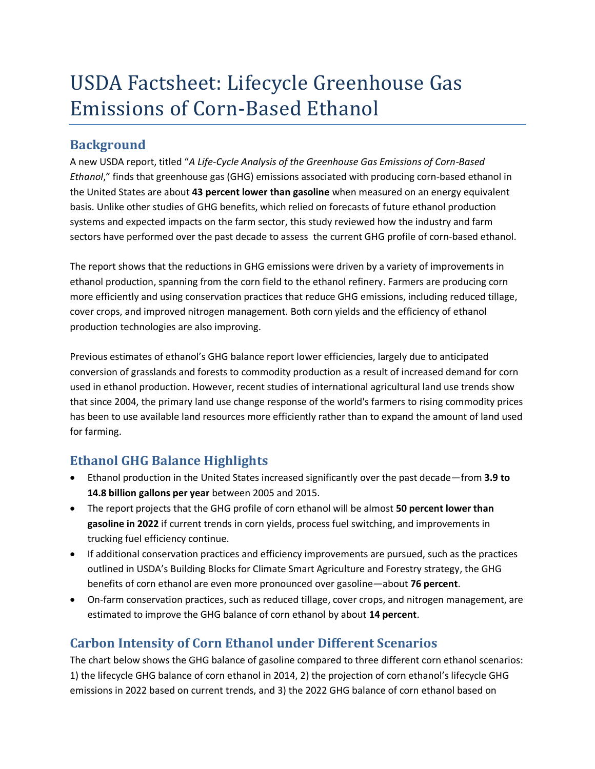# USDA Factsheet: Lifecycle Greenhouse Gas Emissions of Corn-Based Ethanol

## Background

A new USDA report, titled "*A Life-Cycle Analysis of the Greenhouse Gas Emissions of Corn-Based Ethanol*," finds that greenhouse gas (GHG) emissions associated with producing corn-based ethanol in the United States are about **43 percent lower than gasoline** when measured on an energy equivalent basis. Unlike other studies of GHG benefits, which relied on forecasts of future ethanol production systems and expected impacts on the farm sector, this study reviewed how the industry and farm sectors have performed over the past decade to assess the current GHG profile of corn-based ethanol.

The report shows that the reductions in GHG emissions were driven by a variety of improvements in ethanol production, spanning from the corn field to the ethanol refinery. Farmers are producing corn more efficiently and using conservation practices that reduce GHG emissions, including reduced tillage, cover crops, and improved nitrogen management. Both corn yields and the efficiency of ethanol production technologies are also improving.

Previous estimates of ethanol's GHG balance report lower efficiencies, largely due to anticipated conversion of grasslands and forests to commodity production as a result of increased demand for corn used in ethanol production. However, recent studies of international agricultural land use trends show that since 2004, the primary land use change response of the world's farmers to rising commodity prices has been to use available land resources more efficiently rather than to expand the amount of land used for farming.

## Ethanol GHG Balance Highlights

- Ethanol production in the United States increased significantly over the past decade—from **3.9 to 14.8 billion gallons per year** between 2005 and 2015.
- The report projects that the GHG profile of corn ethanol will be almost **50 percent lower than gasoline in 2022** if current trends in corn yields, process fuel switching, and improvements in trucking fuel efficiency continue.
- If additional conservation practices and efficiency improvements are pursued, such as the practices outlined in USDA's Building Blocks for Climate Smart Agriculture and Forestry strategy, the GHG benefits of corn ethanol are even more pronounced over gasoline—about **76 percent**.
- On-farm conservation practices, such as reduced tillage, cover crops, and nitrogen management, are estimated to improve the GHG balance of corn ethanol by about **14 percent**.

## Carbon Intensity of Corn Ethanol under Different Scenarios

The chart below shows the GHG balance of gasoline compared to three different corn ethanol scenarios: 1) the lifecycle GHG balance of corn ethanol in 2014, 2) the projection of corn ethanol's lifecycle GHG emissions in 2022 based on current trends, and 3) the 2022 GHG balance of corn ethanol based on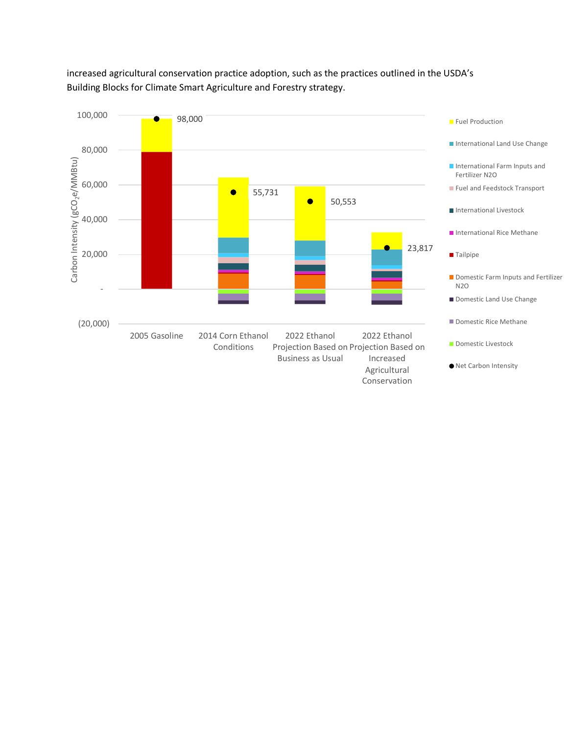increased agricultural conservation practice adoption, such as the practices outlined in the USDA's Building Blocks for Climate Smart Agriculture and Forestry strategy.

Carbon Intensity ($gCO_2e/MMBtu$)

100,000
80,000
60,000
40,000
20,000
-
(20,000)

98,000
55,731
50,553
23,817

2005 Gasoline
2014 Corn Ethanol Conditions
2022 Ethanol Projection Based on Business as Usual
2022 Ethanol Projection Based on Increased Agricultural Conservation

Fuel Production
International Land Use Change
International Farm Inputs and Fertilizer N2O
Fuel and Feedstock Transport
International Livestock
International Rice Methane
Tailpipe
Domestic Farm Inputs and Fertilizer N2O
Domestic Land Use Change
Domestic Rice Methane
Domestic Livestock
Net Carbon Intensity